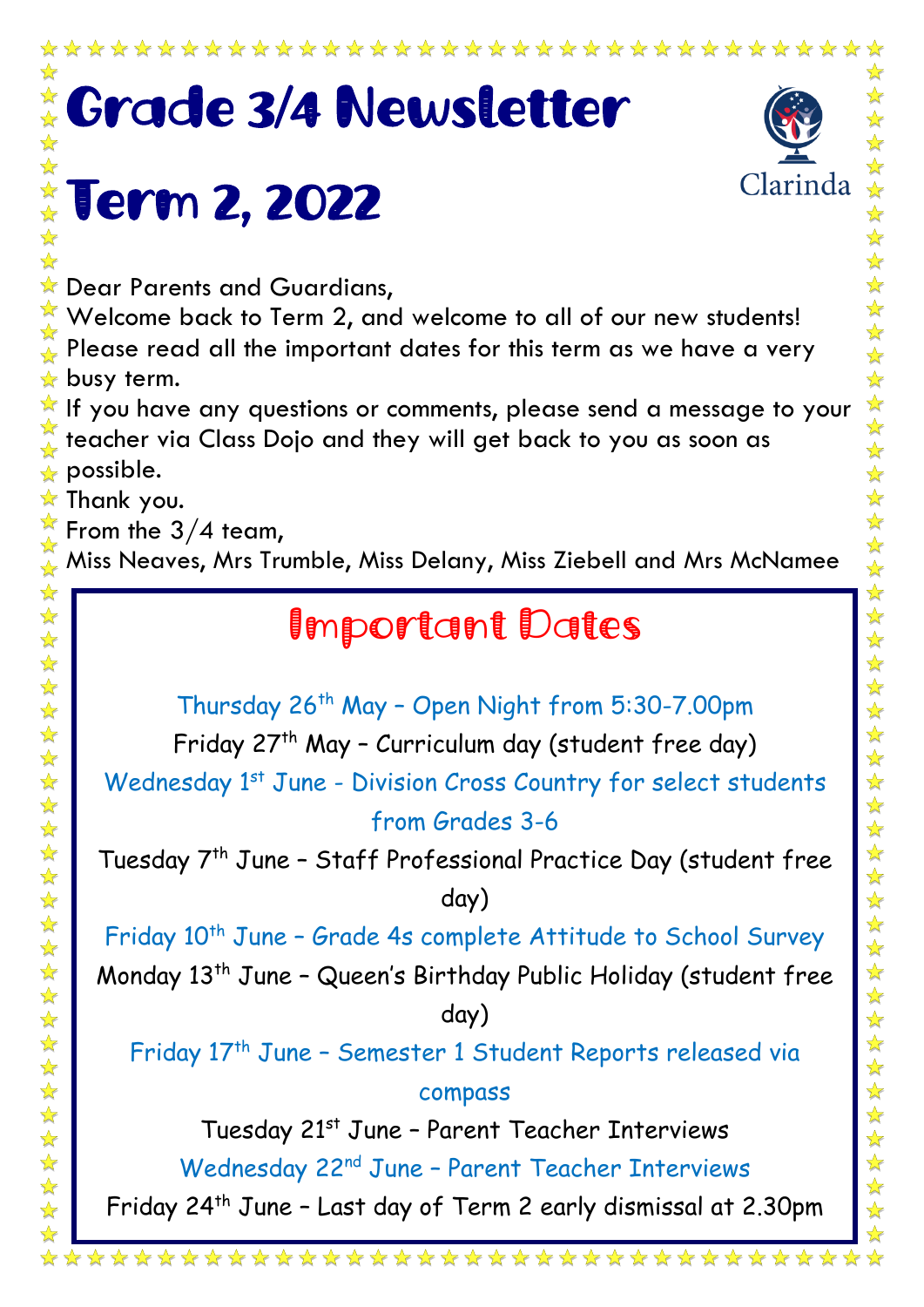# Grade 3/4 Newsletter

# Term 2, 2022

Clarinda

Dear Parents and Guardians,

Welcome back to Term 2, and welcome to all of our new students!

Please read all the important dates for this term as we have a very busy term.

If you have any questions or comments, please send a message to your teacher via Class Dojo and they will get back to you as soon as possible.

Thank you.

From the 3/4 team,

Miss Neaves, Mrs Trumble, Miss Delany, Miss Ziebell and Mrs McNamee

## Important Dates

Thursday 26th May – Open Night from 5:30-7.00pm

Friday 27th May – Curriculum day (student free day)

Wednesday 1st June - Division Cross Country for select students from Grades 3-6

Tuesday 7th June – Staff Professional Practice Day (student free day)

Friday 10th June – Grade 4s complete Attitude to School Survey

Monday 13th June – Queen's Birthday Public Holiday (student free day)

Friday 17th June – Semester 1 Student Reports released via compass

Tuesday 21st June – Parent Teacher Interviews

Wednesday 22nd June – Parent Teacher Interviews

Friday 24th June – Last day of Term 2 early dismissal at 2.30pm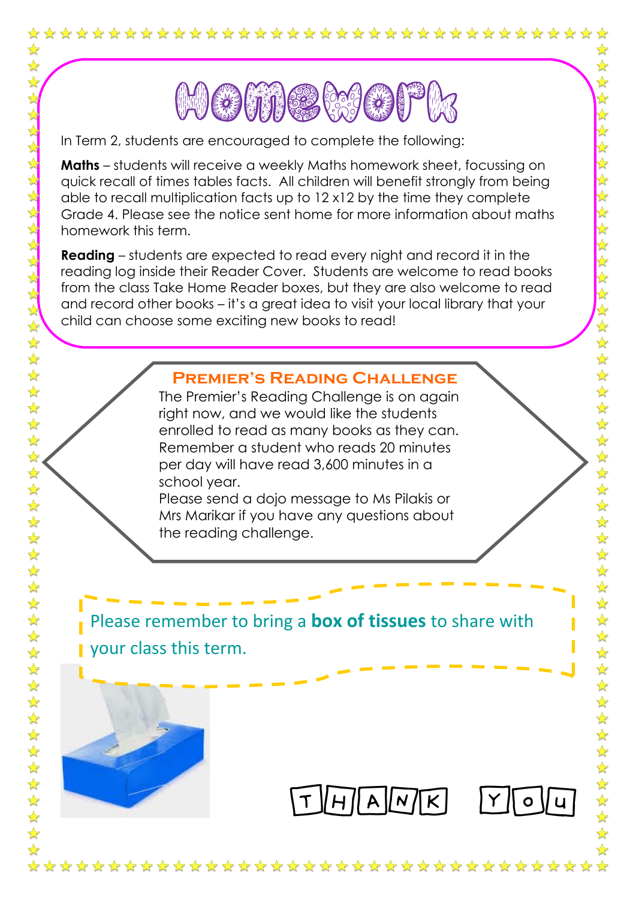# Homework

In Term 2, students are encouraged to complete the following:

**Maths** – students will receive a weekly Maths homework sheet, focussing on quick recall of times tables facts. All children will benefit strongly from being able to recall multiplication facts up to 12 x12 by the time they complete Grade 4. Please see the notice sent home for more information about maths homework this term.

**Reading** – students are expected to read every night and record it in the reading log inside their Reader Cover. Students are welcome to read books from the class Take Home Reader boxes, but they are also welcome to read and record other books – it's a great idea to visit your local library that your child can choose some exciting new books to read!

## Premier's Reading Challenge

The Premier's Reading Challenge is on again right now, and we would like the students enrolled to read as many books as they can. Remember a student who reads 20 minutes per day will have read 3,600 minutes in a school year.

Please send a dojo message to Ms Pilakis or Mrs Marikar if you have any questions about the reading challenge.

Please remember to bring a **box of tissues** to share with your class this term.

THANK YOU